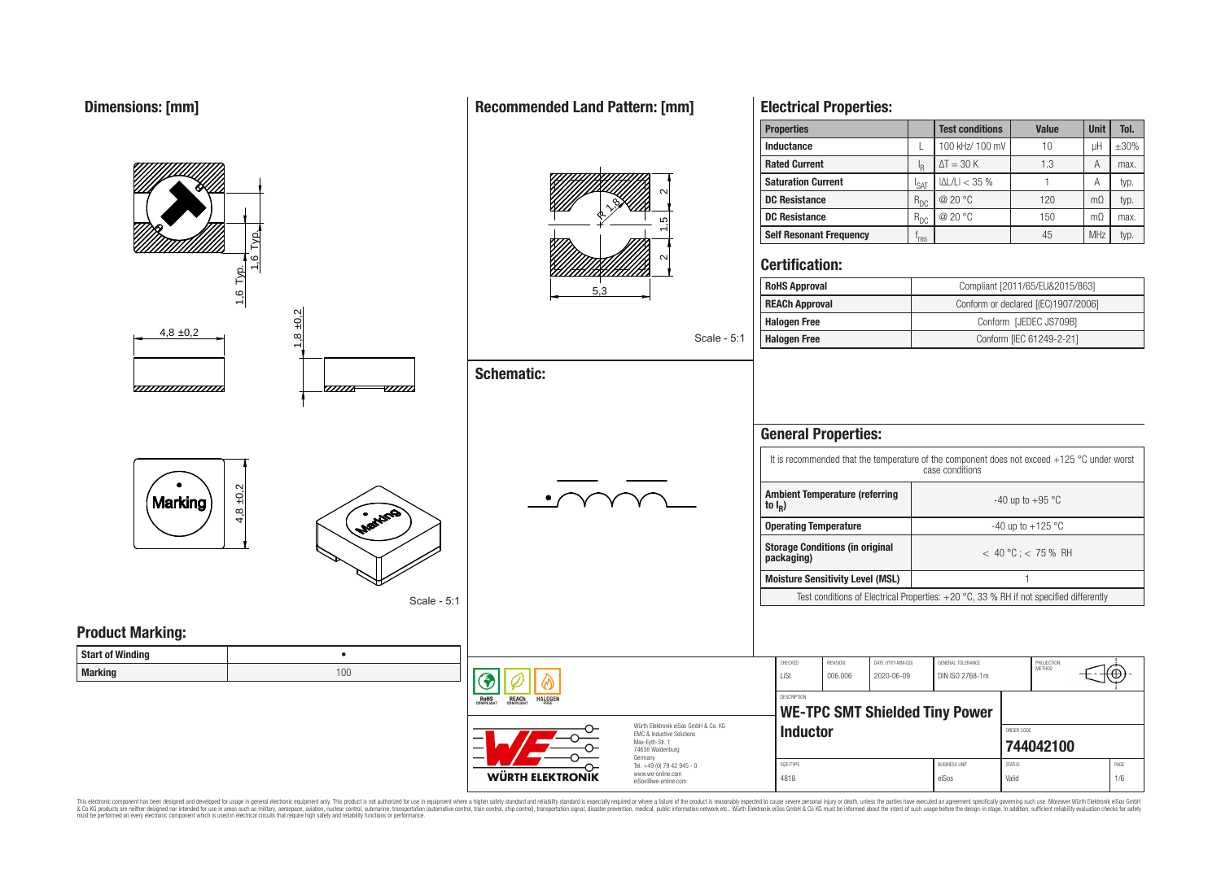## Dimensions: [mm]

1,6 Typ.
1,6 Typ.
4,8 ±0,2
1,8 ±0,2
Marking
4,8 ±0,2

Scale - 5:1

## Recommended Land Pattern: [mm]

R 1,8
2
1,5
2
5,3

Scale - 5:1

## Schematic:

## Product Marking:

| Start of Winding | • |
|---|---|
| Marking | 100 |

## Electrical Properties:

| Properties | | Test conditions | Value | Unit | Tol. |
|---|---|---|---|---|---|
| Inductance | L | 100 kHz/ 100 mV | 10 | µH | ±30% |
| Rated Current | $I_R$ | $\Delta T = 30$ K | 1.3 | A | max. |
| Saturation Current | $I_{SAT}$ | $\vert\Delta L/L\vert < 35$ % | 1 | A | typ. |
| DC Resistance | $R_{DC}$ | @ 20 °C | 120 | mΩ | typ. |
| DC Resistance | $R_{DC}$ | @ 20 °C | 150 | mΩ | max. |
| Self Resonant Frequency | $f_{res}$ | | 45 | MHz | typ. |

## Certification:

| | |
|---|---|
| RoHS Approval | Compliant [2011/65/EU&2015/863] |
| REACh Approval | Conform or declared [(EC)1907/2006] |
| Halogen Free | Conform [JEDEC JS709B] |
| Halogen Free | Conform [IEC 61249-2-21] |

## General Properties:

It is recommended that the temperature of the component does not exceed +125 °C under worst case conditions

| | |
|---|---|
| Ambient Temperature (referring to $I_R$) | -40 up to +95 °C |
| Operating Temperature | -40 up to +125 °C |
| Storage Conditions (in original packaging) | < 40 °C ; < 75 % RH |
| Moisture Sensitivity Level (MSL) | 1 |

Test conditions of Electrical Properties: +20 °C, 33 % RH if not specified differently

| CHECKED | REVISION | DATE (YYYY-MM-DD) | GENERAL TOLERANCE | PROJECTION METHOD |
|---|---|---|---|---|
| LiSt | 006.006 | 2020-06-09 | DIN ISO 2768-1m | |

DESCRIPTION
**WE-TPC SMT Shielded Tiny Power Inductor**

ORDER CODE
**744042100**

| SIZE/TYPE | BUSINESS UNIT | STATUS | PAGE |
|---|---|---|---|
| 4818 | eiSos | Valid | 1/6 |

RoHS COMPLIANT REACh COMPLIANT HALOGEN FREE

WÜRTH ELEKTRONIK

Würth Elektronik eiSos GmbH & Co. KG
EMC & Inductive Solutions
Max-Eyth-Str. 1
74638 Waldenburg
Germany
Tel. +49 (0) 79 42 945 - 0
www.we-online.com
eiSos@we-online.com

This electronic component has been designed and developed for usage in general electronic equipment only. This product is not authorized for use in equipment where a higher safety standard and reliability standard is especially required or where a failure of the product is reasonably expected to cause severe personal injury or death, unless the parties have executed an agreement specifically governing such use. Moreover Würth Elektronik eiSos GmbH & Co KG products are neither designed nor intended for use in areas such as military, aerospace, aviation, nuclear control, submarine, transportation (automotive control, train control, ship control), transportation signal, disaster prevention, medical, public information network etc.. Würth Elektronik eiSos GmbH & Co KG must be informed about the intent of such usage before the design-in stage. In addition, sufficient reliability evaluation checks for safety must be performed on every electronic component which is used in electrical circuits that require high safety and reliability functions or performance.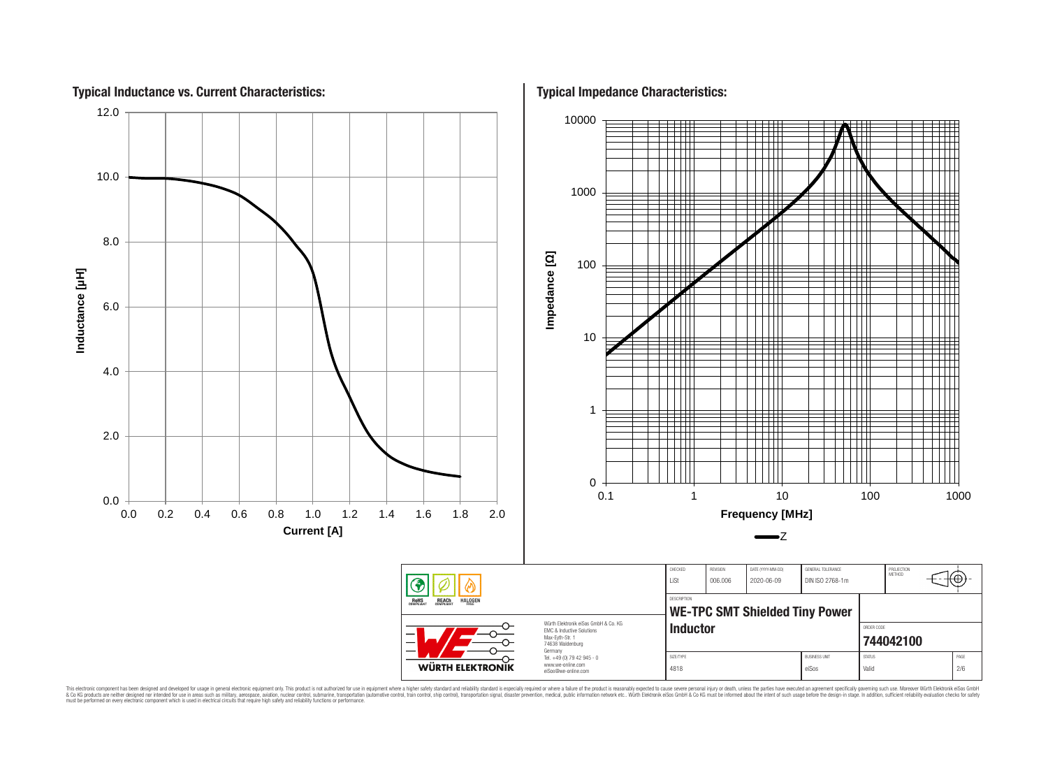## Typical Inductance vs. Current Characteristics:

Inductance [µH]

12.0
10.0
8.0
6.0
4.0
2.0
0.0

0.0 0.2 0.4 0.6 0.8 1.0 1.2 1.4 1.6 1.8 2.0

Current [A]

## Typical Impedance Characteristics:

Impedance [Ω]

10000
1000
100
10
1
0

0.1 1 10 100 1000

Frequency [MHz]

Z

| CHECKED | REVISION | DATE (YYYY-MM-DD) | GENERAL TOLERANCE | PROJECTION METHOD |
|---|---|---|---|---|
| LiSt | 006.006 | 2020-06-09 | DIN ISO 2768-1m | |

RoHS COMPLIANT REACh COMPLIANT HALOGEN FREE

Würth Elektronik eiSos GmbH & Co. KG
EMC & Inductive Solutions
Max-Eyth-Str. 1
74638 Waldenburg
Germany
Tel. +49 (0) 79 42 945 - 0
www.we-online.com
eiSos@we-online.com

WÜRTH ELEKTRONIK

DESCRIPTION

**WE-TPC SMT Shielded Tiny Power Inductor**

ORDER CODE

**744042100**

| SIZE/TYPE | BUSINESS UNIT | STATUS | PAGE |
|---|---|---|---|
| 4818 | eiSos | Valid | 2/6 |

This electronic component has been designed and developed for usage in general electronic equipment only. This product is not authorized for use in equipment where a higher safety standard and reliability standard is especially required or where a failure of the product is reasonably expected to cause severe personal injury or death, unless the parties have executed an agreement specifically governing such use. Moreover Würth Elektronik eiSos GmbH & Co KG products are neither designed nor intended for use in areas such as military, aerospace, aviation, nuclear control, submarine, transportation (automotive control, train control, ship control), transportation signal, disaster prevention, medical, public information network etc.. Würth Elektronik eiSos GmbH & Co KG must be informed about the intent of such usage before the design-in stage. In addition, sufficient reliability evaluation checks for safety must be performed on every electronic component which is used in electrical circuits that require high safety and reliability functions or performance.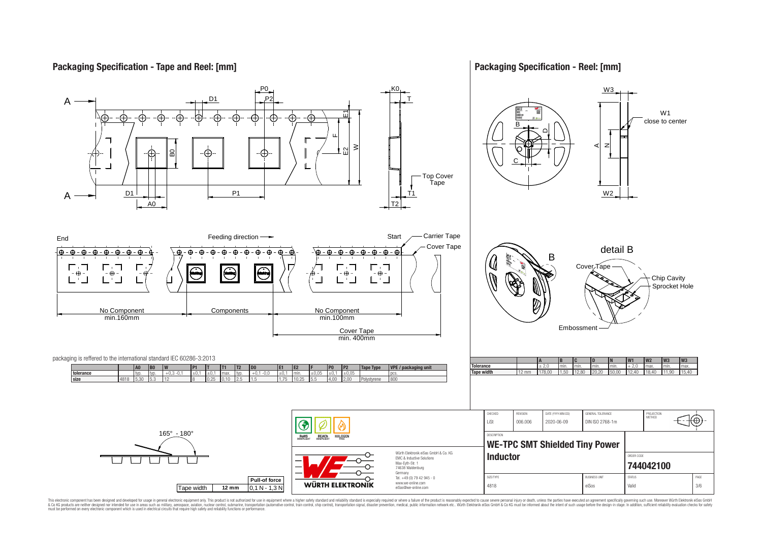## Packaging Specification - Tape and Reel: [mm]

Top Cover Tape

End — Feeding direction — Start — Carrier Tape — Cover Tape

No Component min.160mm | Components | No Component min.100mm

Cover Tape min. 400mm

packaging is reffered to the international standard IEC 60286-3:2013

| | | A0 | B0 | W | P1 | T | T1 | T2 | D0 | E1 | E2 | F | P0 | P2 | Tape Type | VPE / packaging unit |
|---|---|---|---|---|---|---|---|---|---|---|---|---|---|---|---|---|
| tolerance | | typ. | typ. | +0,3 -0,1 | ±0,1 | ±0,1 | max. | typ. | +0,1 -0,0 | ±0,1 | min. | ±0,05 | ±0,1 | ±0,05 | | pcs. |
| size | 4818 | 5,30 | 5,3 | 12 | 8 | 0,25 | 0,10 | 2,5 | 1,5 | 1,75 | 10,25 | 5,5 | 4,00 | 2,00 | Polystyrene | 800 |

165° - 180°

| Tape width | 12 mm | Pull-of force |
|---|---|---|
| | | 0,1 N - 1,3 N |

## Packaging Specification - Reel: [mm]

W1 close to center

detail B

Cover Tape — Chip Cavity — Sprocket Hole — Embossment

| | | A | B | C | D | N | W1 | W2 | W3 | W3 |
|---|---|---|---|---|---|---|---|---|---|---|
| Tolerance | | ± 2,0 | min. | min. | min. | min. | + 2,0 | max. | min. | max. |
| Tape width | 12 mm | 178,00 | 1,50 | 12,80 | 20,20 | 50,00 | 12,40 | 18,40 | 11,90 | 15,40 |

RoHS COMPLIANT — REACh COMPLIANT — HALOGEN FREE

Würth Elektronik eiSos GmbH & Co. KG
EMC & Inductive Solutions
Max-Eyth-Str. 1
74638 Waldenburg
Germany
Tel. +49 (0) 79 42 945 - 0
www.we-online.com
eiSos@we-online.com

WÜRTH ELEKTRONIK

| CHECKED | REVISION | DATE (YYYY-MM-DD) | GENERAL TOLERANCE | PROJECTION METHOD |
|---|---|---|---|---|
| LiSt | 006.006 | 2020-06-09 | DIN ISO 2768-1m | |

DESCRIPTION: **WE-TPC SMT Shielded Tiny Power Inductor**

ORDER CODE: **744042100**

| SIZE/TYPE | BUSINESS UNIT | STATUS | PAGE |
|---|---|---|---|
| 4818 | eiSos | Valid | 3/6 |

This electronic component has been designed and developed for usage in general electronic equipment only. This product is not authorized for use in equipment where a higher safety standard and reliability standard is especially required or where a failure of the product is reasonably expected to cause severe personal injury or death, unless the parties have executed an agreement specifically governing such use. Moreover Würth Elektronik eiSos GmbH & Co KG products are neither designed nor intended for use in areas such as military, aerospace, aviation, nuclear control, submarine, transportation (automotive control, train control, ship control), transportation signal, disaster prevention, medical, public information network etc.. Würth Elektronik eiSos GmbH & Co KG must be informed about the intent of such usage before the design-in stage. In addition, sufficient reliability evaluation checks for safety must be performed on every electronic component which is used in electrical circuits that require high safety and reliability functions or performance.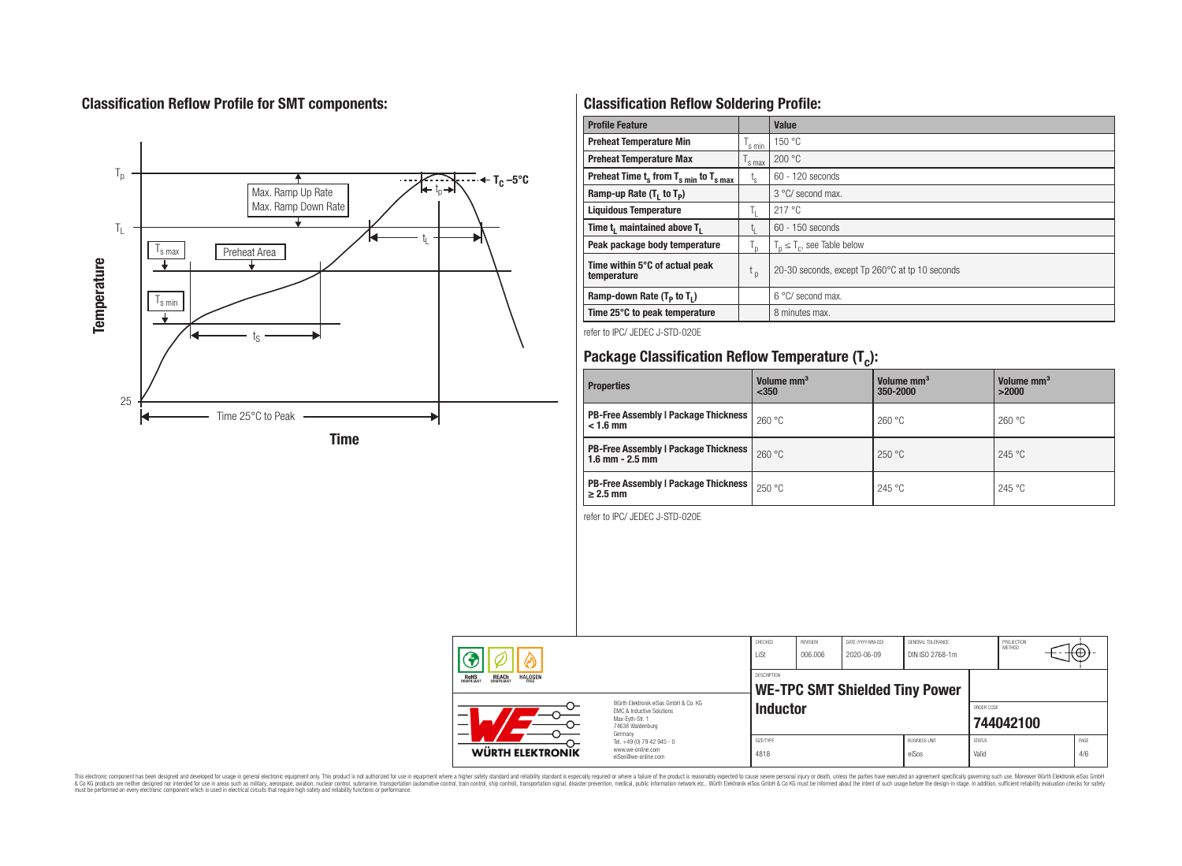## Classification Reflow Profile for SMT components:

## Classification Reflow Soldering Profile:

| Profile Feature | | Value |
|---|---|---|
| Preheat Temperature Min | $T_{s\,min}$ | 150 °C |
| Preheat Temperature Max | $T_{s\,max}$ | 200 °C |
| Preheat Time $t_s$ from $T_{s\,min}$ to $T_{s\,max}$ | $t_s$ | 60 - 120 seconds |
| Ramp-up Rate ($T_L$ to $T_P$) | | 3 °C/ second max. |
| Liquidous Temperature | $T_L$ | 217 °C |
| Time $t_L$ maintained above $T_L$ | $t_L$ | 60 - 150 seconds |
| Peak package body temperature | $T_p$ | $T_p \leq T_c$, see Table below |
| Time within 5°C of actual peak temperature | $t_p$ | 20-30 seconds, except Tp 260°C at tp 10 seconds |
| Ramp-down Rate ($T_P$ to $T_L$) | | 6 °C/ second max. |
| Time 25°C to peak temperature | | 8 minutes max. |

refer to IPC/ JEDEC J-STD-020E

## Package Classification Reflow Temperature ($T_c$):

| Properties | Volume mm³ <350 | Volume mm³ 350-2000 | Volume mm³ >2000 |
|---|---|---|---|
| PB-Free Assembly \| Package Thickness < 1.6 mm | 260 °C | 260 °C | 260 °C |
| PB-Free Assembly \| Package Thickness 1.6 mm - 2.5 mm | 260 °C | 250 °C | 245 °C |
| PB-Free Assembly \| Package Thickness ≥ 2.5 mm | 250 °C | 245 °C | 245 °C |

refer to IPC/ JEDEC J-STD-020E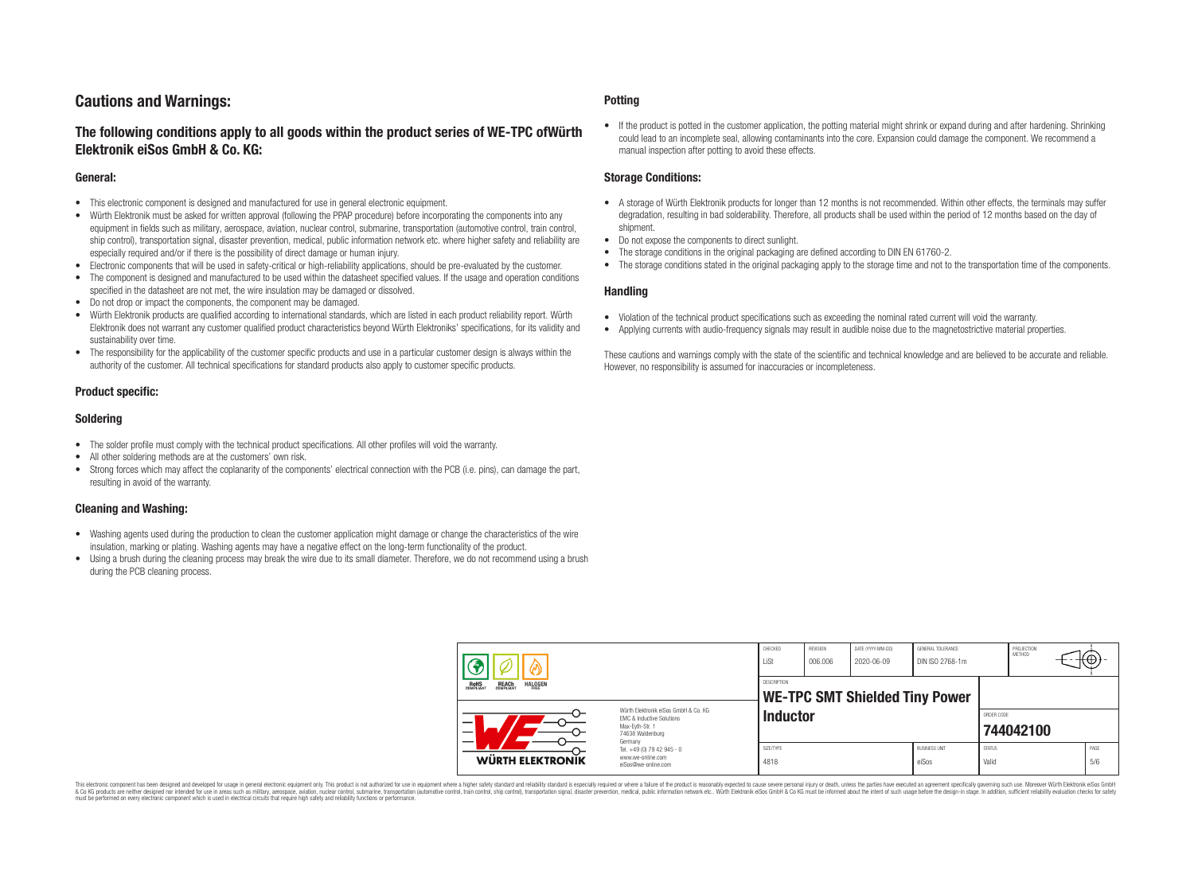# Cautions and Warnings:

## The following conditions apply to all goods within the product series of WE-TPC ofWürth Elektronik eiSos GmbH & Co. KG:

### General:

- This electronic component is designed and manufactured for use in general electronic equipment.
- Würth Elektronik must be asked for written approval (following the PPAP procedure) before incorporating the components into any equipment in fields such as military, aerospace, aviation, nuclear control, submarine, transportation (automotive control, train control, ship control), transportation signal, disaster prevention, medical, public information network etc. where higher safety and reliability are especially required and/or if there is the possibility of direct damage or human injury.
- Electronic components that will be used in safety-critical or high-reliability applications, should be pre-evaluated by the customer.
- The component is designed and manufactured to be used within the datasheet specified values. If the usage and operation conditions specified in the datasheet are not met, the wire insulation may be damaged or dissolved.
- Do not drop or impact the components, the component may be damaged.
- Würth Elektronik products are qualified according to international standards, which are listed in each product reliability report. Würth Elektronik does not warrant any customer qualified product characteristics beyond Würth Elektroniks' specifications, for its validity and sustainability over time.
- The responsibility for the applicability of the customer specific products and use in a particular customer design is always within the authority of the customer. All technical specifications for standard products also apply to customer specific products.

### Product specific:

### Soldering

- The solder profile must comply with the technical product specifications. All other profiles will void the warranty.
- All other soldering methods are at the customers' own risk.
- Strong forces which may affect the coplanarity of the components' electrical connection with the PCB (i.e. pins), can damage the part, resulting in avoid of the warranty.

### Cleaning and Washing:

- Washing agents used during the production to clean the customer application might damage or change the characteristics of the wire insulation, marking or plating. Washing agents may have a negative effect on the long-term functionality of the product.
- Using a brush during the cleaning process may break the wire due to its small diameter. Therefore, we do not recommend using a brush during the PCB cleaning process.

### Potting

- If the product is potted in the customer application, the potting material might shrink or expand during and after hardening. Shrinking could lead to an incomplete seal, allowing contaminants into the core. Expansion could damage the component. We recommend a manual inspection after potting to avoid these effects.

### Storage Conditions:

- A storage of Würth Elektronik products for longer than 12 months is not recommended. Within other effects, the terminals may suffer degradation, resulting in bad solderability. Therefore, all products shall be used within the period of 12 months based on the day of shipment.
- Do not expose the components to direct sunlight.
- The storage conditions in the original packaging are defined according to DIN EN 61760-2.
- The storage conditions stated in the original packaging apply to the storage time and not to the transportation time of the components.

### Handling

- Violation of the technical product specifications such as exceeding the nominal rated current will void the warranty.
- Applying currents with audio-frequency signals may result in audible noise due to the magnetostrictive material properties.

These cautions and warnings comply with the state of the scientific and technical knowledge and are believed to be accurate and reliable. However, no responsibility is assumed for inaccuracies or incompleteness.

| CHECKED | REVISION | DATE (YYYY-MM-DD) | GENERAL TOLERANCE | PROJECTION METHOD |
| --- | --- | --- | --- | --- |
| LiSt | 006.006 | 2020-06-09 | DIN ISO 2768-1m | |

| DESCRIPTION | ORDER CODE |
| --- | --- |
| WE-TPC SMT Shielded Tiny Power Inductor | 744042100 |

| SIZE/TYPE | BUSINESS UNIT | STATUS | PAGE |
| --- | --- | --- | --- |
| 4818 | eiSos | Valid | 5/6 |

Würth Elektronik eiSos GmbH & Co. KG
EMC & Inductive Solutions
Max-Eyth-Str. 1
74638 Waldenburg
Germany
Tel. +49 (0) 79 42 945 - 0
www.we-online.com
eiSos@we-online.com

This electronic component has been designed and developed for usage in general electronic equipment only. This product is not authorized for use in equipment where a higher safety standard and reliability standard is especially required or where a failure of the product is reasonably expected to cause severe personal injury or death, unless the parties have executed an agreement specifically governing such use. Moreover Würth Elektronik eiSos GmbH & Co KG products are neither designed nor intended for use in areas such as military, aerospace, aviation, nuclear control, submarine, transportation (automotive control, train control, ship control), transportation signal, disaster prevention, medical, public information network etc.. Würth Elektronik eiSos GmbH & Co KG must be informed about the intent of such usage before the design-in stage. In addition, sufficient reliability evaluation checks for safety must be performed on every electronic component which is used in electrical circuits that require high safety and reliability functions or performance.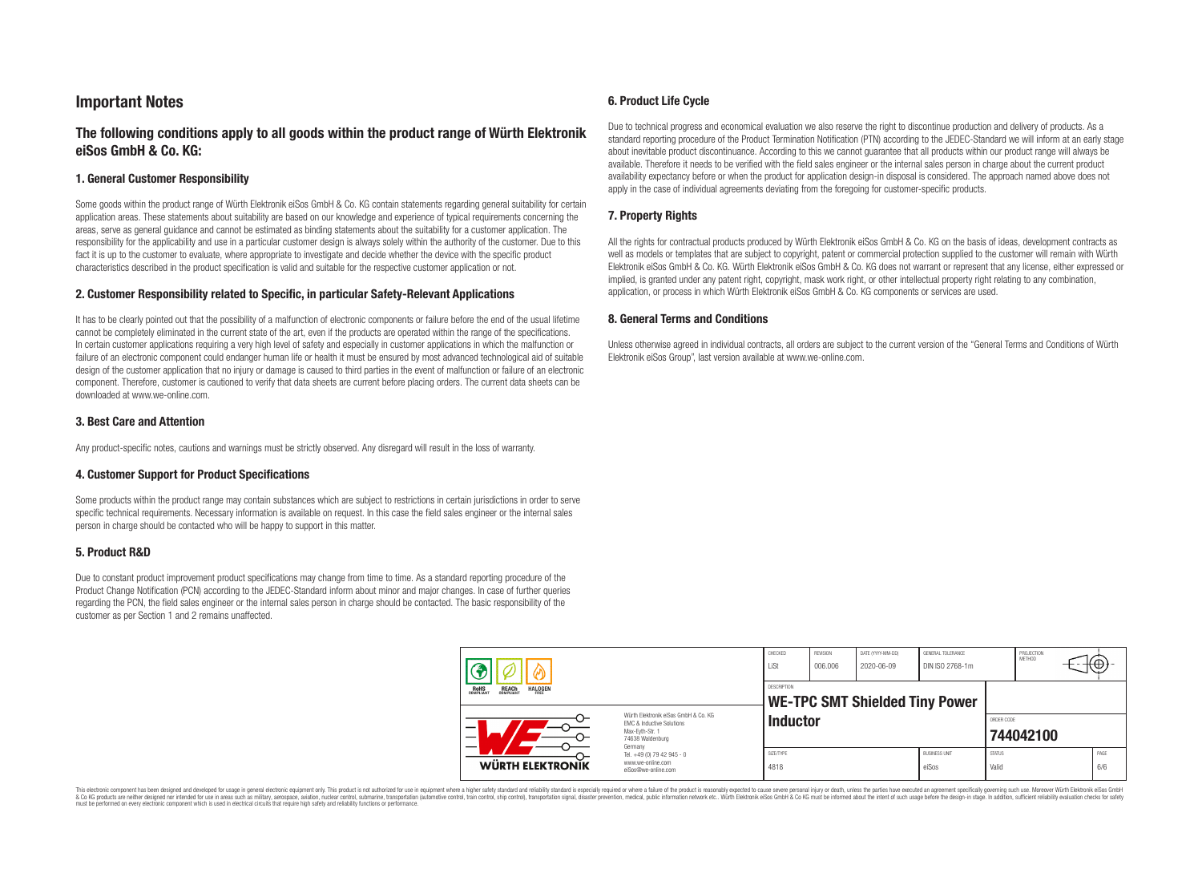# Important Notes

## The following conditions apply to all goods within the product range of Würth Elektronik eiSos GmbH & Co. KG:

### 1. General Customer Responsibility

Some goods within the product range of Würth Elektronik eiSos GmbH & Co. KG contain statements regarding general suitability for certain application areas. These statements about suitability are based on our knowledge and experience of typical requirements concerning the areas, serve as general guidance and cannot be estimated as binding statements about the suitability for a customer application. The responsibility for the applicability and use in a particular customer design is always solely within the authority of the customer. Due to this fact it is up to the customer to evaluate, where appropriate to investigate and decide whether the device with the specific product characteristics described in the product specification is valid and suitable for the respective customer application or not.

### 2. Customer Responsibility related to Specific, in particular Safety-Relevant Applications

It has to be clearly pointed out that the possibility of a malfunction of electronic components or failure before the end of the usual lifetime cannot be completely eliminated in the current state of the art, even if the products are operated within the range of the specifications. In certain customer applications requiring a very high level of safety and especially in customer applications in which the malfunction or failure of an electronic component could endanger human life or health it must be ensured by most advanced technological aid of suitable design of the customer application that no injury or damage is caused to third parties in the event of malfunction or failure of an electronic component. Therefore, customer is cautioned to verify that data sheets are current before placing orders. The current data sheets can be downloaded at www.we-online.com.

### 3. Best Care and Attention

Any product-specific notes, cautions and warnings must be strictly observed. Any disregard will result in the loss of warranty.

### 4. Customer Support for Product Specifications

Some products within the product range may contain substances which are subject to restrictions in certain jurisdictions in order to serve specific technical requirements. Necessary information is available on request. In this case the field sales engineer or the internal sales person in charge should be contacted who will be happy to support in this matter.

### 5. Product R&D

Due to constant product improvement product specifications may change from time to time. As a standard reporting procedure of the Product Change Notification (PCN) according to the JEDEC-Standard inform about minor and major changes. In case of further queries regarding the PCN, the field sales engineer or the internal sales person in charge should be contacted. The basic responsibility of the customer as per Section 1 and 2 remains unaffected.

### 6. Product Life Cycle

Due to technical progress and economical evaluation we also reserve the right to discontinue production and delivery of products. As a standard reporting procedure of the Product Termination Notification (PTN) according to the JEDEC-Standard we will inform at an early stage about inevitable product discontinuance. According to this we cannot guarantee that all products within our product range will always be available. Therefore it needs to be verified with the field sales engineer or the internal sales person in charge about the current product availability expectancy before or when the product for application design-in disposal is considered. The approach named above does not apply in the case of individual agreements deviating from the foregoing for customer-specific products.

### 7. Property Rights

All the rights for contractual products produced by Würth Elektronik eiSos GmbH & Co. KG on the basis of ideas, development contracts as well as models or templates that are subject to copyright, patent or commercial protection supplied to the customer will remain with Würth Elektronik eiSos GmbH & Co. KG. Würth Elektronik eiSos GmbH & Co. KG does not warrant or represent that any license, either expressed or implied, is granted under any patent right, copyright, mask work right, or other intellectual property right relating to any combination, application, or process in which Würth Elektronik eiSos GmbH & Co. KG components or services are used.

### 8. General Terms and Conditions

Unless otherwise agreed in individual contracts, all orders are subject to the current version of the "General Terms and Conditions of Würth Elektronik eiSos Group", last version available at www.we-online.com.

| | | | | | | |
|---|---|---|---|---|---|---|
| RoHS COMPLIANT / REACh COMPLIANT / HALOGEN FREE | CHECKED: LiSt | REVISION: 006.006 | DATE (YYYY-MM-DD): 2020-06-09 | GENERAL TOLERANCE: DIN ISO 2768-1m | PROJECTION METHOD | |
| | DESCRIPTION: **WE-TPC SMT Shielded Tiny Power Inductor** | | | | ORDER CODE: **744042100** | |
| WÜRTH ELEKTRONIK — Würth Elektronik eiSos GmbH & Co. KG, EMC & Inductive Solutions, Max-Eyth-Str. 1, 74638 Waldenburg, Germany, Tel. +49 (0) 79 42 945 - 0, www.we-online.com, eiSos@we-online.com | SIZE/TYPE: 4818 | | | BUSINESS UNIT: eiSos | STATUS: Valid | PAGE: 6/6 |

This electronic component has been designed and developed for usage in general electronic equipment only. This product is not authorized for use in equipment where a higher safety standard and reliability standard is especially required or where a failure of the product is reasonably expected to cause severe personal injury or death, unless the parties have executed an agreement specifically governing such use. Moreover Würth Elektronik eiSos GmbH & Co KG products are neither designed nor intended for use in areas such as military, aerospace, aviation, nuclear control, submarine, transportation (automotive control, train control, ship control), transportation signal, disaster prevention, medical, public information network etc.. Würth Elektronik eiSos GmbH & Co KG must be informed about the intent of such usage before the design-in stage. In addition, sufficient reliability evaluation checks for safety must be performed on every electronic component which is used in electrical circuits that require high safety and reliability functions or performance.